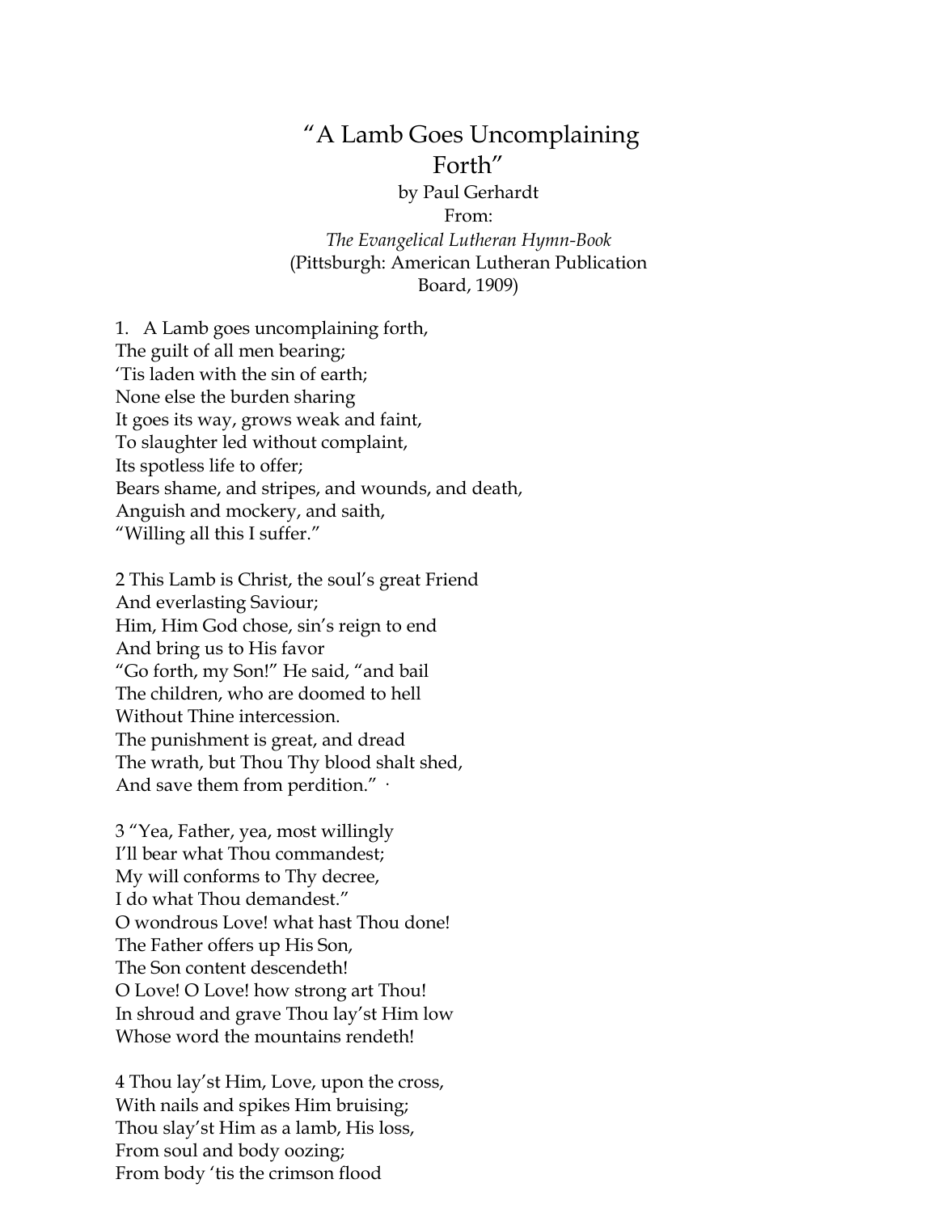# "A Lamb Goes Uncomplaining Forth"

by Paul Gerhardt
From:
*The Evangelical Lutheran Hymn-Book*
(Pittsburgh: American Lutheran Publication Board, 1909)

1. A Lamb goes uncomplaining forth,
The guilt of all men bearing;
'Tis laden with the sin of earth;
None else the burden sharing
It goes its way, grows weak and faint,
To slaughter led without complaint,
Its spotless life to offer;
Bears shame, and stripes, and wounds, and death,
Anguish and mockery, and saith,
"Willing all this I suffer."

2 This Lamb is Christ, the soul's great Friend
And everlasting Saviour;
Him, Him God chose, sin's reign to end
And bring us to His favor
"Go forth, my Son!" He said, "and bail
The children, who are doomed to hell
Without Thine intercession.
The punishment is great, and dread
The wrath, but Thou Thy blood shalt shed,
And save them from perdition." ·

3 "Yea, Father, yea, most willingly
I'll bear what Thou commandest;
My will conforms to Thy decree,
I do what Thou demandest."
O wondrous Love! what hast Thou done!
The Father offers up His Son,
The Son content descendeth!
O Love! O Love! how strong art Thou!
In shroud and grave Thou lay'st Him low
Whose word the mountains rendeth!

4 Thou lay'st Him, Love, upon the cross,
With nails and spikes Him bruising;
Thou slay'st Him as a lamb, His loss,
From soul and body oozing;
From body 'tis the crimson flood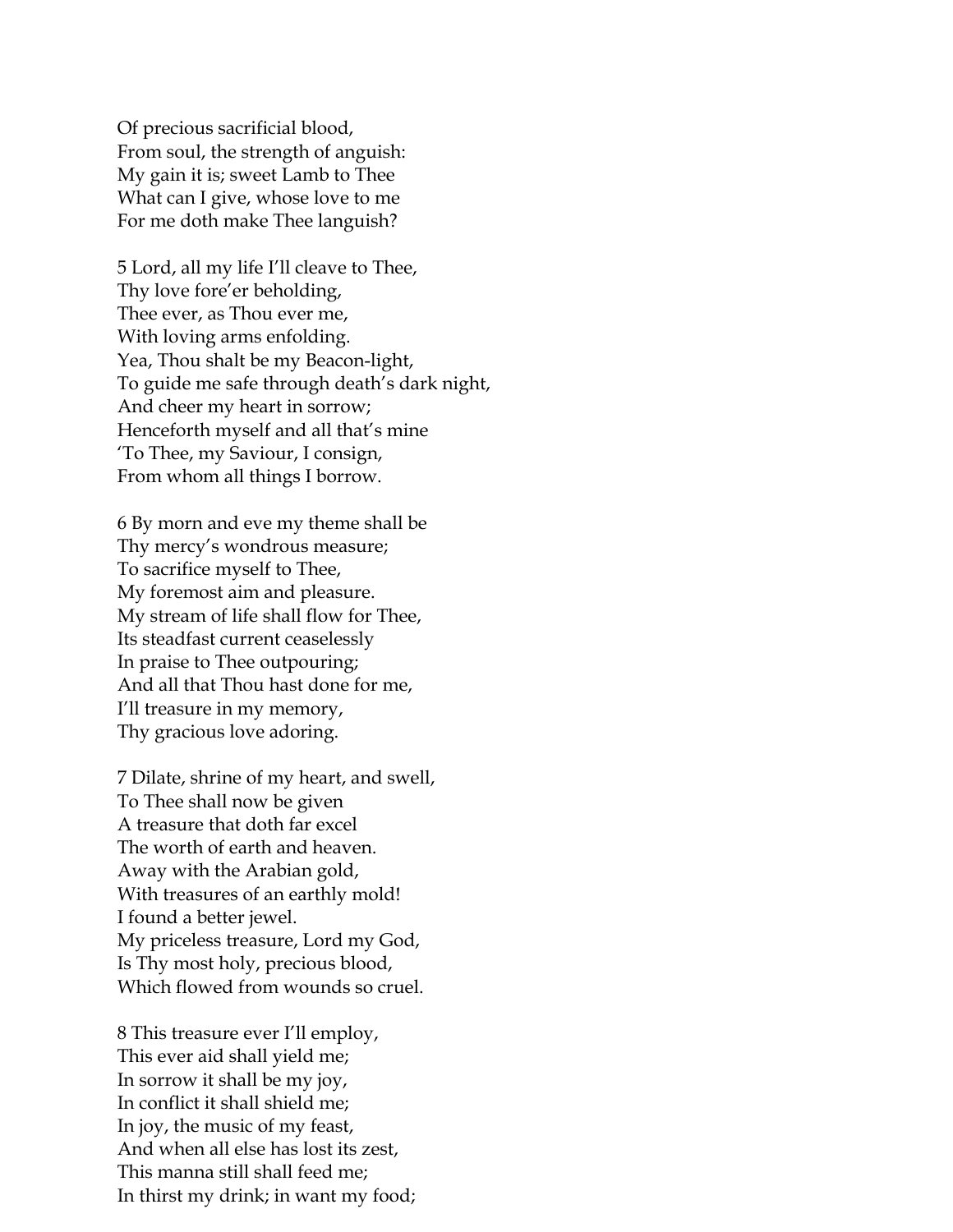Of precious sacrificial blood,
From soul, the strength of anguish:
My gain it is; sweet Lamb to Thee
What can I give, whose love to me
For me doth make Thee languish?

5 Lord, all my life I'll cleave to Thee,
Thy love fore'er beholding,
Thee ever, as Thou ever me,
With loving arms enfolding.
Yea, Thou shalt be my Beacon-light,
To guide me safe through death's dark night,
And cheer my heart in sorrow;
Henceforth myself and all that's mine
'To Thee, my Saviour, I consign,
From whom all things I borrow.

6 By morn and eve my theme shall be
Thy mercy's wondrous measure;
To sacrifice myself to Thee,
My foremost aim and pleasure.
My stream of life shall flow for Thee,
Its steadfast current ceaselessly
In praise to Thee outpouring;
And all that Thou hast done for me,
I'll treasure in my memory,
Thy gracious love adoring.

7 Dilate, shrine of my heart, and swell,
To Thee shall now be given
A treasure that doth far excel
The worth of earth and heaven.
Away with the Arabian gold,
With treasures of an earthly mold!
I found a better jewel.
My priceless treasure, Lord my God,
Is Thy most holy, precious blood,
Which flowed from wounds so cruel.

8 This treasure ever I'll employ,
This ever aid shall yield me;
In sorrow it shall be my joy,
In conflict it shall shield me;
In joy, the music of my feast,
And when all else has lost its zest,
This manna still shall feed me;
In thirst my drink; in want my food;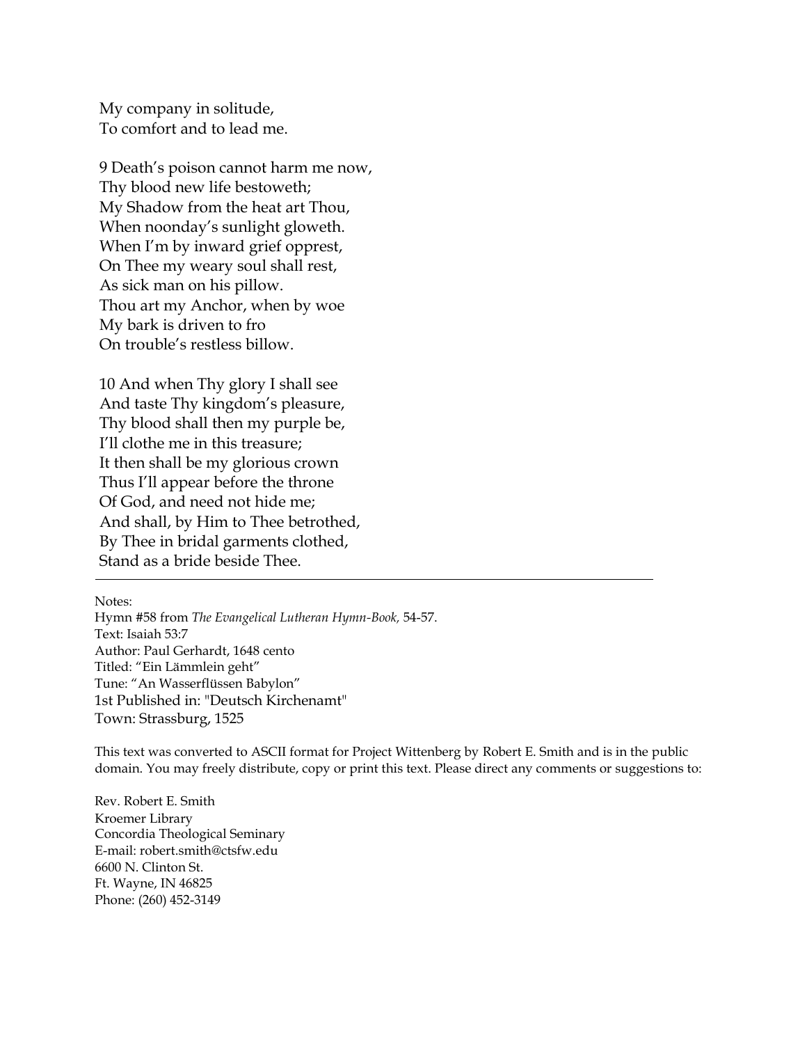My company in solitude,
To comfort and to lead me.

9 Death's poison cannot harm me now,
Thy blood new life bestoweth;
My Shadow from the heat art Thou,
When noonday's sunlight gloweth.
When I'm by inward grief opprest,
On Thee my weary soul shall rest,
As sick man on his pillow.
Thou art my Anchor, when by woe
My bark is driven to fro
On trouble's restless billow.

10 And when Thy glory I shall see
And taste Thy kingdom's pleasure,
Thy blood shall then my purple be,
I'll clothe me in this treasure;
It then shall be my glorious crown
Thus I'll appear before the throne
Of God, and need not hide me;
And shall, by Him to Thee betrothed,
By Thee in bridal garments clothed,
Stand as a bride beside Thee.

---

Notes:
Hymn #58 from *The Evangelical Lutheran Hymn-Book,* 54-57.
Text: Isaiah 53:7
Author: Paul Gerhardt, 1648 cento
Titled: "Ein Lämmlein geht"
Tune: "An Wasserflüssen Babylon"
1st Published in: "Deutsch Kirchenamt"
Town: Strassburg, 1525

This text was converted to ASCII format for Project Wittenberg by Robert E. Smith and is in the public domain. You may freely distribute, copy or print this text. Please direct any comments or suggestions to:

Rev. Robert E. Smith
Kroemer Library
Concordia Theological Seminary
E-mail: robert.smith@ctsfw.edu
6600 N. Clinton St.
Ft. Wayne, IN 46825
Phone: (260) 452-3149